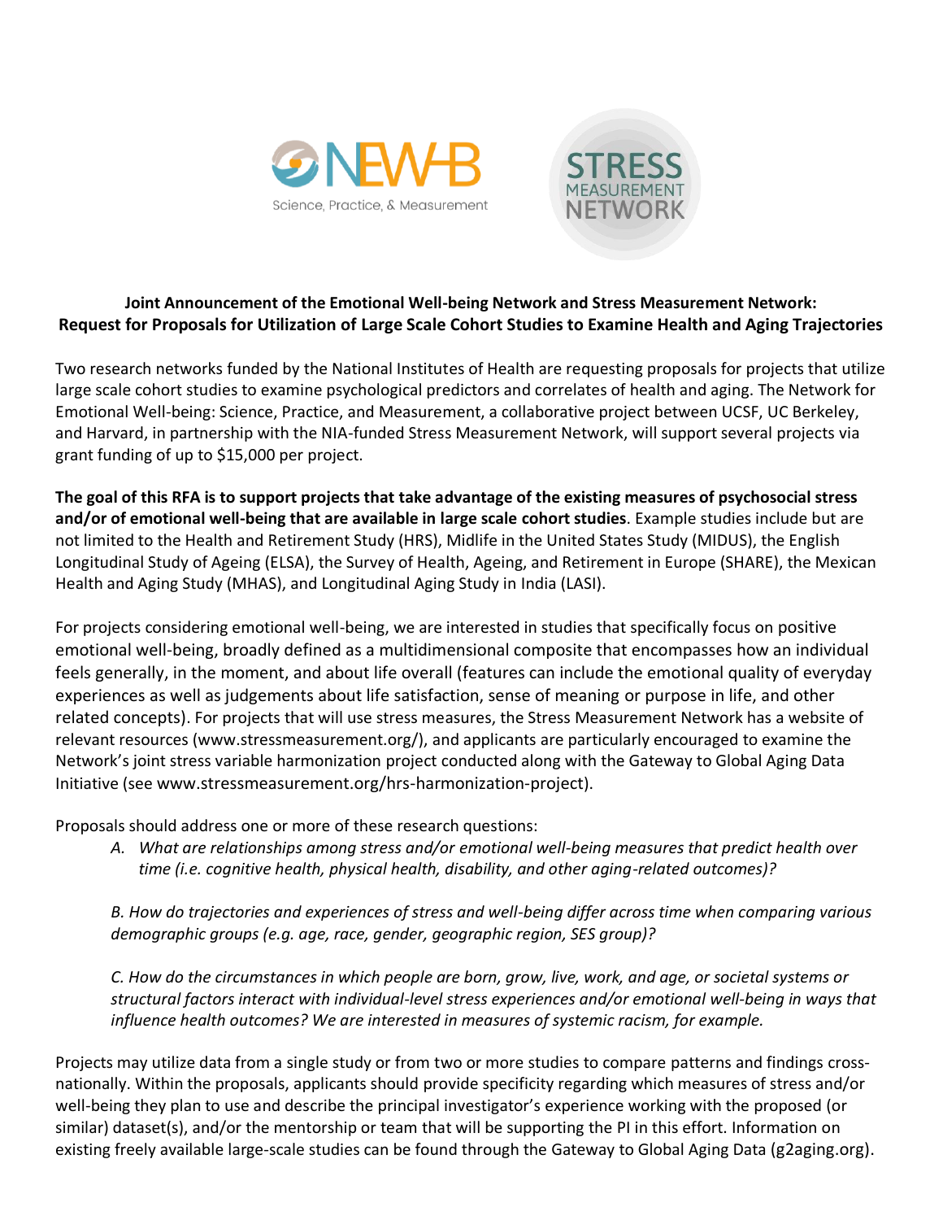NEW-B
Science, Practice, & Measurement

STRESS MEASUREMENT NETWORK

**Joint Announcement of the Emotional Well-being Network and Stress Measurement Network: Request for Proposals for Utilization of Large Scale Cohort Studies to Examine Health and Aging Trajectories**

Two research networks funded by the National Institutes of Health are requesting proposals for projects that utilize large scale cohort studies to examine psychological predictors and correlates of health and aging. The Network for Emotional Well-being: Science, Practice, and Measurement, a collaborative project between UCSF, UC Berkeley, and Harvard, in partnership with the NIA-funded Stress Measurement Network, will support several projects via grant funding of up to $15,000 per project.

**The goal of this RFA is to support projects that take advantage of the existing measures of psychosocial stress and/or of emotional well-being that are available in large scale cohort studies**. Example studies include but are not limited to the Health and Retirement Study (HRS), Midlife in the United States Study (MIDUS), the English Longitudinal Study of Ageing (ELSA), the Survey of Health, Ageing, and Retirement in Europe (SHARE), the Mexican Health and Aging Study (MHAS), and Longitudinal Aging Study in India (LASI).

For projects considering emotional well-being, we are interested in studies that specifically focus on positive emotional well-being, broadly defined as a multidimensional composite that encompasses how an individual feels generally, in the moment, and about life overall (features can include the emotional quality of everyday experiences as well as judgements about life satisfaction, sense of meaning or purpose in life, and other related concepts). For projects that will use stress measures, the Stress Measurement Network has a website of relevant resources (www.stressmeasurement.org/), and applicants are particularly encouraged to examine the Network's joint stress variable harmonization project conducted along with the Gateway to Global Aging Data Initiative (see www.stressmeasurement.org/hrs-harmonization-project).

Proposals should address one or more of these research questions:

A. *What are relationships among stress and/or emotional well-being measures that predict health over time (i.e. cognitive health, physical health, disability, and other aging-related outcomes)?*

B. *How do trajectories and experiences of stress and well-being differ across time when comparing various demographic groups (e.g. age, race, gender, geographic region, SES group)?*

C. *How do the circumstances in which people are born, grow, live, work, and age, or societal systems or structural factors interact with individual-level stress experiences and/or emotional well-being in ways that influence health outcomes? We are interested in measures of systemic racism, for example.*

Projects may utilize data from a single study or from two or more studies to compare patterns and findings cross-nationally. Within the proposals, applicants should provide specificity regarding which measures of stress and/or well-being they plan to use and describe the principal investigator's experience working with the proposed (or similar) dataset(s), and/or the mentorship or team that will be supporting the PI in this effort. Information on existing freely available large-scale studies can be found through the Gateway to Global Aging Data (g2aging.org).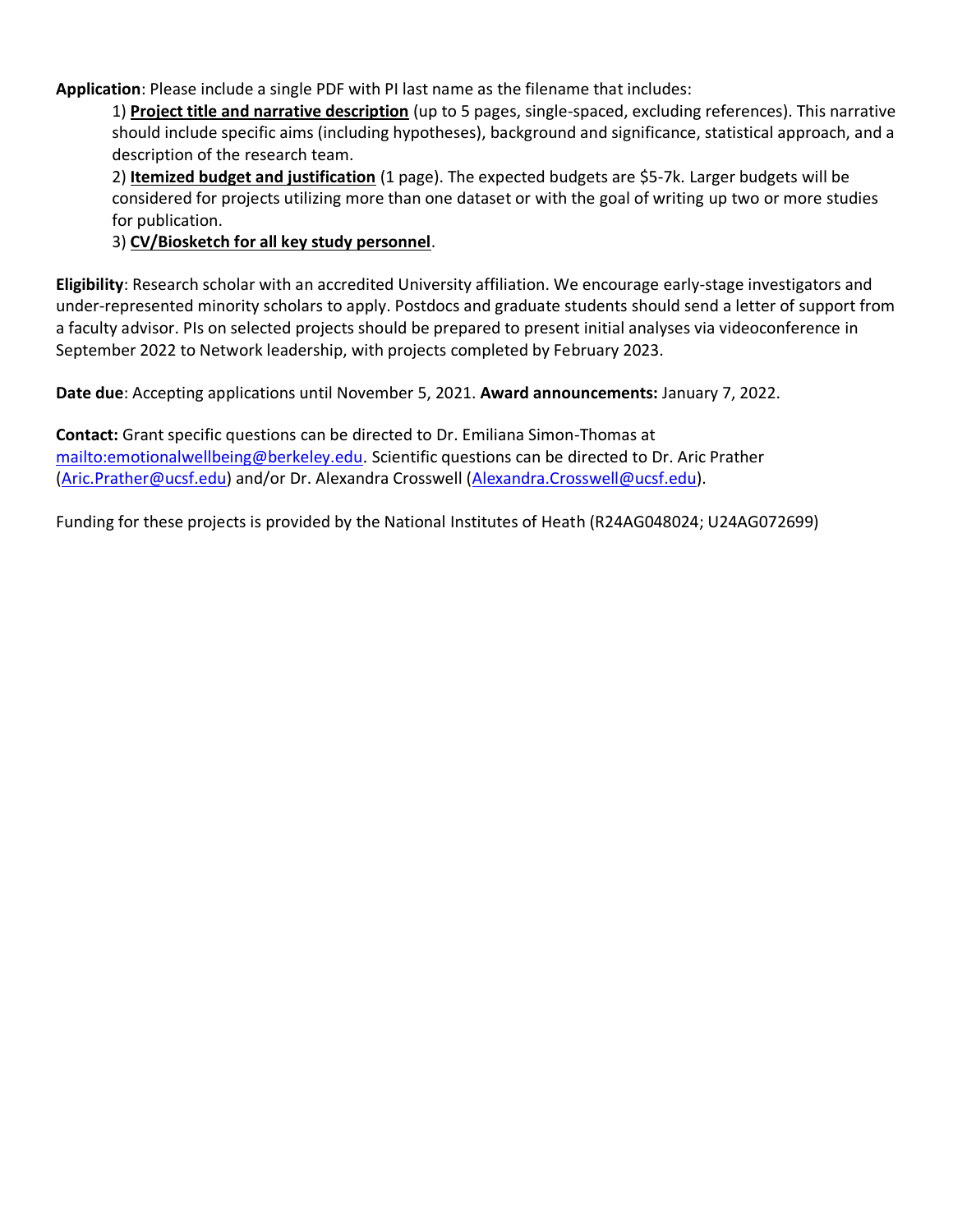**Application**: Please include a single PDF with PI last name as the filename that includes:

1) **Project title and narrative description** (up to 5 pages, single-spaced, excluding references). This narrative should include specific aims (including hypotheses), background and significance, statistical approach, and a description of the research team.

2) **Itemized budget and justification** (1 page). The expected budgets are $5-7k. Larger budgets will be considered for projects utilizing more than one dataset or with the goal of writing up two or more studies for publication.

3) **CV/Biosketch for all key study personnel**.

**Eligibility**: Research scholar with an accredited University affiliation. We encourage early-stage investigators and under-represented minority scholars to apply. Postdocs and graduate students should send a letter of support from a faculty advisor. PIs on selected projects should be prepared to present initial analyses via videoconference in September 2022 to Network leadership, with projects completed by February 2023.

**Date due**: Accepting applications until November 5, 2021. **Award announcements:** January 7, 2022.

**Contact:** Grant specific questions can be directed to Dr. Emiliana Simon-Thomas at mailto:emotionalwellbeing@berkeley.edu. Scientific questions can be directed to Dr. Aric Prather (Aric.Prather@ucsf.edu) and/or Dr. Alexandra Crosswell (Alexandra.Crosswell@ucsf.edu).

Funding for these projects is provided by the National Institutes of Heath (R24AG048024; U24AG072699)